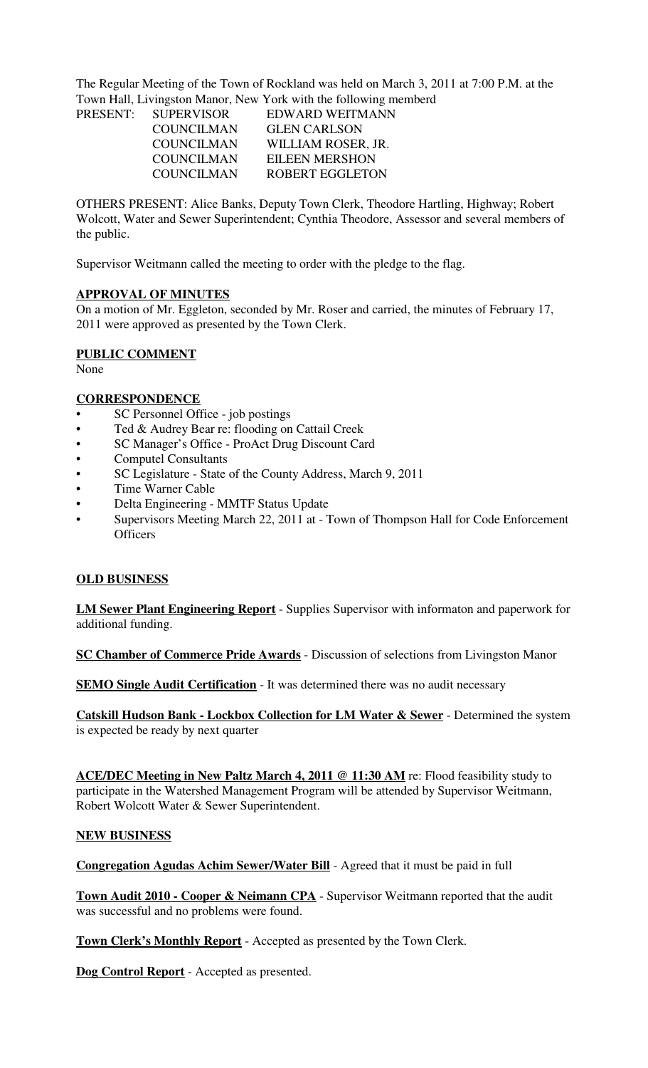The Regular Meeting of the Town of Rockland was held on March 3, 2011 at 7:00 P.M. at the Town Hall, Livingston Manor, New York with the following memberd

| PRESENT: | SUPERVISOR | EDWARD WEITMANN |
|---|---|---|
| | COUNCILMAN | GLEN CARLSON |
| | COUNCILMAN | WILLIAM ROSER, JR. |
| | COUNCILMAN | EILEEN MERSHON |
| | COUNCILMAN | ROBERT EGGLETON |

OTHERS PRESENT: Alice Banks, Deputy Town Clerk, Theodore Hartling, Highway; Robert Wolcott, Water and Sewer Superintendent; Cynthia Theodore, Assessor and several members of the public.

Supervisor Weitmann called the meeting to order with the pledge to the flag.

**APPROVAL OF MINUTES**

On a motion of Mr. Eggleton, seconded by Mr. Roser and carried, the minutes of February 17, 2011 were approved as presented by the Town Clerk.

**PUBLIC COMMENT**

None

**CORRESPONDENCE**

- SC Personnel Office - job postings
- Ted & Audrey Bear re: flooding on Cattail Creek
- SC Manager's Office - ProAct Drug Discount Card
- Computel Consultants
- SC Legislature - State of the County Address, March 9, 2011
- Time Warner Cable
- Delta Engineering - MMTF Status Update
- Supervisors Meeting March 22, 2011 at - Town of Thompson Hall for Code Enforcement Officers

**OLD BUSINESS**

**LM Sewer Plant Engineering Report** - Supplies Supervisor with informaton and paperwork for additional funding.

**SC Chamber of Commerce Pride Awards** - Discussion of selections from Livingston Manor

**SEMO Single Audit Certification** - It was determined there was no audit necessary

**Catskill Hudson Bank - Lockbox Collection for LM Water & Sewer** - Determined the system is expected be ready by next quarter

**ACE/DEC Meeting in New Paltz March 4, 2011 @ 11:30 AM** re: Flood feasibility study to participate in the Watershed Management Program will be attended by Supervisor Weitmann, Robert Wolcott Water & Sewer Superintendent.

**NEW BUSINESS**

**Congregation Agudas Achim Sewer/Water Bill** - Agreed that it must be paid in full

**Town Audit 2010 - Cooper & Neimann CPA** - Supervisor Weitmann reported that the audit was successful and no problems were found.

**Town Clerk's Monthly Report** - Accepted as presented by the Town Clerk.

**Dog Control Report** - Accepted as presented.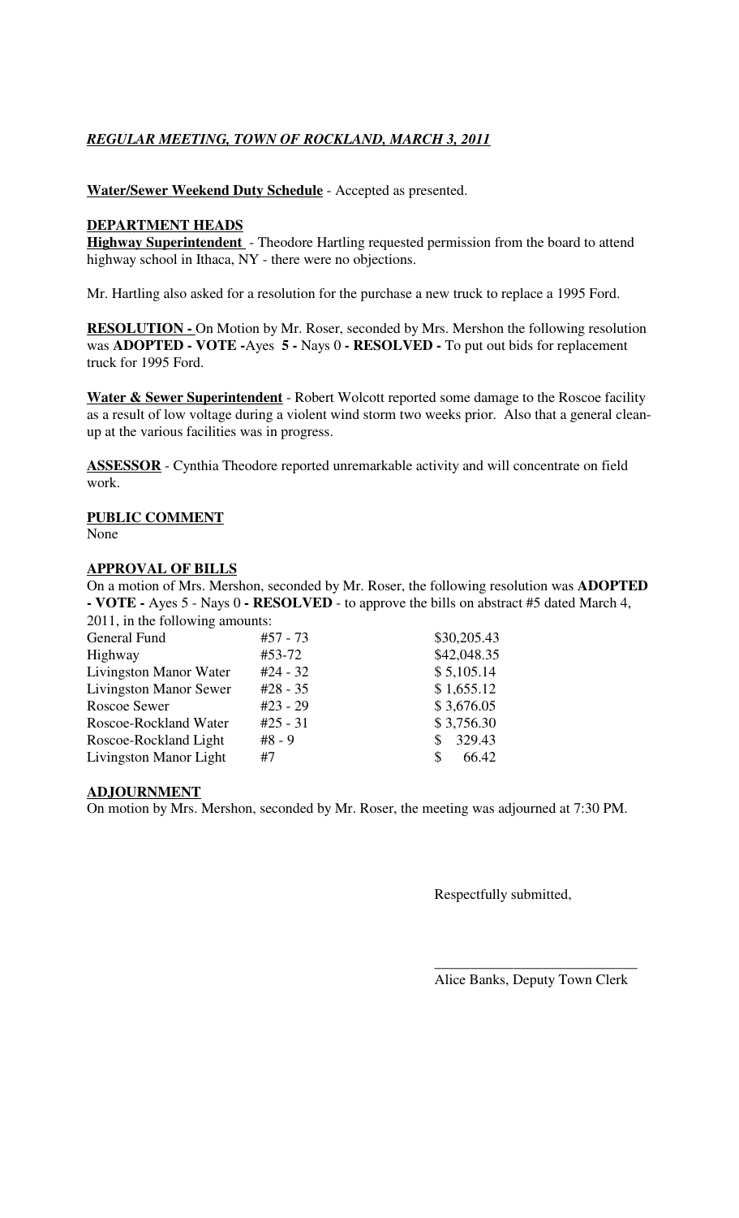***REGULAR MEETING, TOWN OF ROCKLAND, MARCH 3, 2011***

**Water/Sewer Weekend Duty Schedule** - Accepted as presented.

**DEPARTMENT HEADS**

**Highway Superintendent** - Theodore Hartling requested permission from the board to attend highway school in Ithaca, NY - there were no objections.

Mr. Hartling also asked for a resolution for the purchase a new truck to replace a 1995 Ford.

**RESOLUTION -** On Motion by Mr. Roser, seconded by Mrs. Mershon the following resolution was **ADOPTED - VOTE -**Ayes **5 -** Nays 0 **- RESOLVED -** To put out bids for replacement truck for 1995 Ford.

**Water & Sewer Superintendent** - Robert Wolcott reported some damage to the Roscoe facility as a result of low voltage during a violent wind storm two weeks prior. Also that a general clean-up at the various facilities was in progress.

**ASSESSOR** - Cynthia Theodore reported unremarkable activity and will concentrate on field work.

**PUBLIC COMMENT**

None

**APPROVAL OF BILLS**

On a motion of Mrs. Mershon, seconded by Mr. Roser, the following resolution was **ADOPTED - VOTE -** Ayes 5 - Nays 0 **- RESOLVED** - to approve the bills on abstract #5 dated March 4, 2011, in the following amounts:

| | | |
|---|---|---|
| General Fund | #57 - 73 | $30,205.43 |
| Highway | #53-72 | $42,048.35 |
| Livingston Manor Water | #24 - 32 | $ 5,105.14 |
| Livingston Manor Sewer | #28 - 35 | $ 1,655.12 |
| Roscoe Sewer | #23 - 29 | $ 3,676.05 |
| Roscoe-Rockland Water | #25 - 31 | $ 3,756.30 |
| Roscoe-Rockland Light | #8 - 9 | $ 329.43 |
| Livingston Manor Light | #7 | $ 66.42 |

**ADJOURNMENT**

On motion by Mrs. Mershon, seconded by Mr. Roser, the meeting was adjourned at 7:30 PM.

Respectfully submitted,

\_\_\_\_\_\_\_\_\_\_\_\_\_\_\_\_\_\_\_\_\_\_\_\_\_\_\_\_

Alice Banks, Deputy Town Clerk